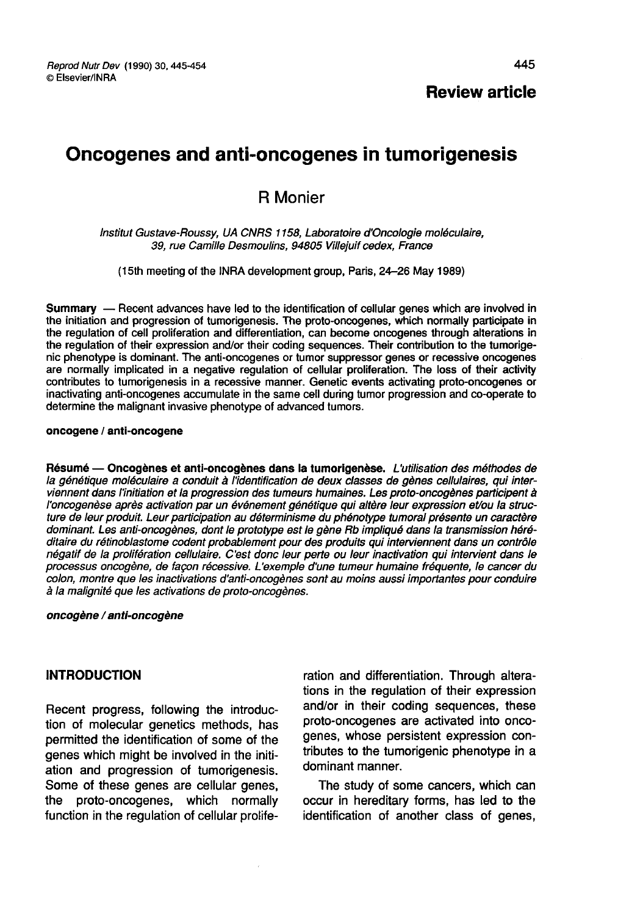**Review article**

# Oncogenes and anti-oncogenes in tumorigenesis

R Monier

*Institut Gustave-Roussy, UA CNRS 1158, Laboratoire d'Oncologie moléculaire, 39, rue Camille Desmoulins, 94805 Villejuif cedex, France*

(15th meeting of the INRA development group, Paris, 24–26 May 1989)

**Summary** — Recent advances have led to the identification of cellular genes which are involved in the initiation and progression of tumorigenesis. The proto-oncogenes, which normally participate in the regulation of cell proliferation and differentiation, can become oncogenes through alterations in the regulation of their expression and/or their coding sequences. Their contribution to the tumorigenic phenotype is dominant. The anti-oncogenes or tumor suppressor genes or recessive oncogenes are normally implicated in a negative regulation of cellular proliferation. The loss of their activity contributes to tumorigenesis in a recessive manner. Genetic events activating proto-oncogenes or inactivating anti-oncogenes accumulate in the same cell during tumor progression and co-operate to determine the malignant invasive phenotype of advanced tumors.

**oncogene / anti-oncogene**

**Résumé — Oncogènes et anti-oncogènes dans la tumorigenèse.** *L'utilisation des méthodes de la génétique moléculaire a conduit à l'identification de deux classes de gènes cellulaires, qui interviennent dans l'initiation et la progression des tumeurs humaines. Les proto-oncogènes participent à l'oncogenèse après activation par un événement génétique qui altère leur expression et/ou la structure de leur produit. Leur participation au déterminisme du phénotype tumoral présente un caractère dominant. Les anti-oncogènes, dont le prototype est le gène Rb impliqué dans la transmission héréditaire du rétinoblastome codent probablement pour des produits qui interviennent dans un contrôle négatif de la prolifération cellulaire. C'est donc leur perte ou leur inactivation qui intervient dans le processus oncogène, de façon récessive. L'exemple d'une tumeur humaine fréquente, le cancer du colon, montre que les inactivations d'anti-oncogènes sont au moins aussi importantes pour conduire à la malignité que les activations de proto-oncogènes.*

***oncogène / anti-oncogène***

## INTRODUCTION

Recent progress, following the introduction of molecular genetics methods, has permitted the identification of some of the genes which might be involved in the initiation and progression of tumorigenesis. Some of these genes are cellular genes, the proto-oncogenes, which normally function in the regulation of cellular proliferation and differentiation. Through alterations in the regulation of their expression and/or in their coding sequences, these proto-oncogenes are activated into oncogenes, whose persistent expression contributes to the tumorigenic phenotype in a dominant manner.

The study of some cancers, which can occur in hereditary forms, has led to the identification of another class of genes,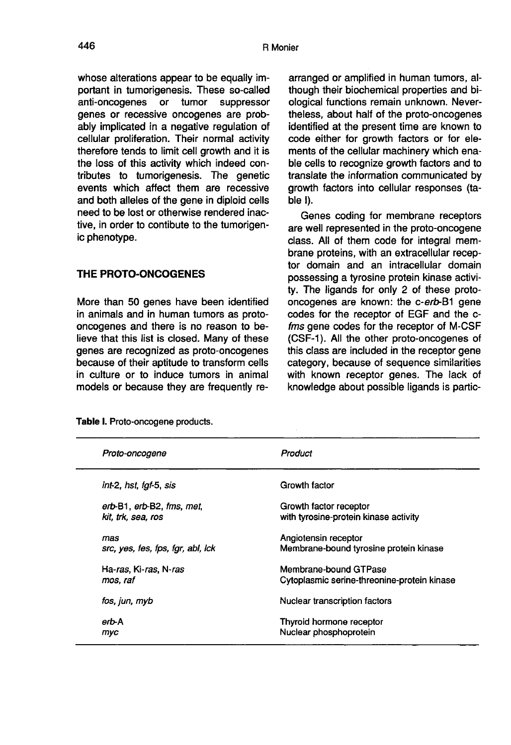whose alterations appear to be equally important in tumorigenesis. These so-called anti-oncogenes or tumor suppressor genes or recessive oncogenes are probably implicated in a negative regulation of cellular proliferation. Their normal activity therefore tends to limit cell growth and it is the loss of this activity which indeed contributes to tumorigenesis. The genetic events which affect them are recessive and both alleles of the gene in diploid cells need to be lost or otherwise rendered inactive, in order to contibute to the tumorigenic phenotype.

## THE PROTO-ONCOGENES

More than 50 genes have been identified in animals and in human tumors as proto-oncogenes and there is no reason to believe that this list is closed. Many of these genes are recognized as proto-oncogenes because of their aptitude to transform cells in culture or to induce tumors in animal models or because they are frequently rearranged or amplified in human tumors, although their biochemical properties and biological functions remain unknown. Nevertheless, about half of the proto-oncogenes identified at the present time are known to code either for growth factors or for elements of the cellular machinery which enable cells to recognize growth factors and to translate the information communicated by growth factors into cellular responses (table I).

Genes coding for membrane receptors are well represented in the proto-oncogene class. All of them code for integral membrane proteins, with an extracellular receptor domain and an intracellular domain possessing a tyrosine protein kinase activity. The ligands for only 2 of these proto-oncogenes are known: the c-*erb*-B1 gene codes for the receptor of EGF and the c-*fms* gene codes for the receptor of M-CSF (CSF-1). All the other proto-oncogenes of this class are included in the receptor gene category, because of sequence similarities with known receptor genes. The lack of knowledge about possible ligands is partic-

**Table I.** Proto-oncogene products.

| *Proto-oncogene* | *Product* |
|---|---|
| *int*-2, *hst*, *fgf*-5, *sis* | Growth factor |
| *erb*-B1, *erb*-B2, *fms*, *met*, *kit*, *trk*, *sea*, *ros* | Growth factor receptor with tyrosine-protein kinase activity |
| *mas* | Angiotensin receptor |
| *src*, *yes*, *fes*, *fps*, *fgr*, *abl*, *lck* | Membrane-bound tyrosine protein kinase |
| Ha-*ras*, Ki-*ras*, N-*ras* | Membrane-bound GTPase |
| *mos*, *raf* | Cytoplasmic serine-threonine-protein kinase |
| *fos*, *jun*, *myb* | Nuclear transcription factors |
| *erb*-A | Thyroid hormone receptor |
| *myc* | Nuclear phosphoprotein |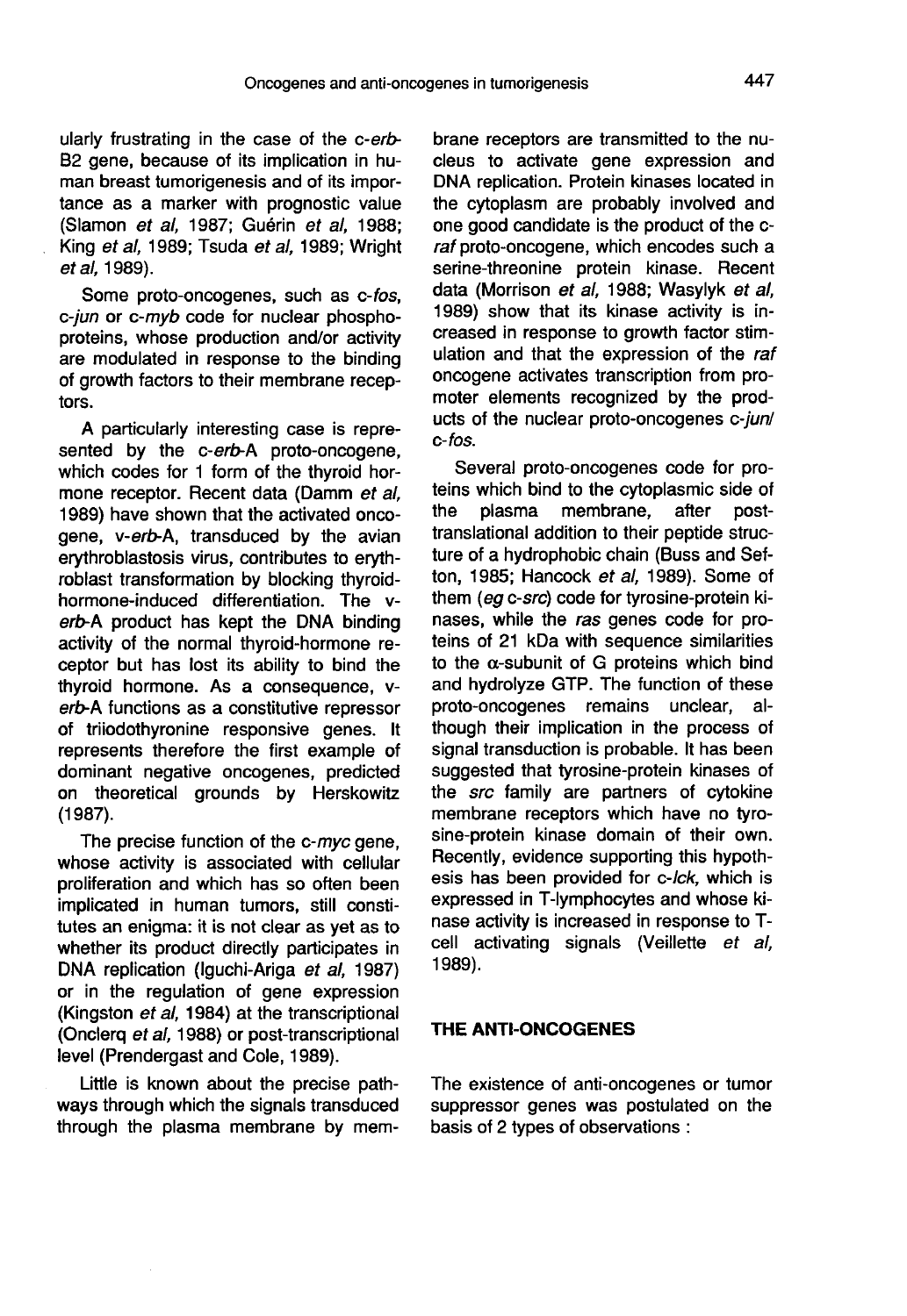ularly frustrating in the case of the *c-erb*-B2 gene, because of its implication in human breast tumorigenesis and of its importance as a marker with prognostic value (Slamon *et al*, 1987; Guérin *et al*, 1988; King *et al*, 1989; Tsuda *et al*, 1989; Wright *et al*, 1989).

Some proto-oncogenes, such as *c-fos*, *c-jun* or *c-myb* code for nuclear phosphoproteins, whose production and/or activity are modulated in response to the binding of growth factors to their membrane receptors.

A particularly interesting case is represented by the *c-erb*-A proto-oncogene, which codes for 1 form of the thyroid hormone receptor. Recent data (Damm *et al*, 1989) have shown that the activated oncogene, *v-erb*-A, transduced by the avian erythroblastosis virus, contributes to erythroblast transformation by blocking thyroid-hormone-induced differentiation. The *v-erb*-A product has kept the DNA binding activity of the normal thyroid-hormone receptor but has lost its ability to bind the thyroid hormone. As a consequence, *v-erb*-A functions as a constitutive repressor of triiodothyronine responsive genes. It represents therefore the first example of dominant negative oncogenes, predicted on theoretical grounds by Herskowitz (1987).

The precise function of the *c-myc* gene, whose activity is associated with cellular proliferation and which has so often been implicated in human tumors, still constitutes an enigma: it is not clear as yet as to whether its product directly participates in DNA replication (Iguchi-Ariga *et al*, 1987) or in the regulation of gene expression (Kingston *et al*, 1984) at the transcriptional (Onclerq *et al*, 1988) or post-transcriptional level (Prendergast and Cole, 1989).

Little is known about the precise pathways through which the signals transduced through the plasma membrane by membrane receptors are transmitted to the nucleus to activate gene expression and DNA replication. Protein kinases located in the cytoplasm are probably involved and one good candidate is the product of the *c-raf* proto-oncogene, which encodes such a serine-threonine protein kinase. Recent data (Morrison *et al*, 1988; Wasylyk *et al*, 1989) show that its kinase activity is increased in response to growth factor stimulation and that the expression of the *raf* oncogene activates transcription from promoter elements recognized by the products of the nuclear proto-oncogenes *c-jun*/*c-fos*.

Several proto-oncogenes code for proteins which bind to the cytoplasmic side of the plasma membrane, after post-translational addition to their peptide structure of a hydrophobic chain (Buss and Sefton, 1985; Hancock *et al*, 1989). Some of them (*eg c-src*) code for tyrosine-protein kinases, while the *ras* genes code for proteins of 21 kDa with sequence similarities to the α-subunit of G proteins which bind and hydrolyze GTP. The function of these proto-oncogenes remains unclear, although their implication in the process of signal transduction is probable. It has been suggested that tyrosine-protein kinases of the *src* family are partners of cytokine membrane receptors which have no tyrosine-protein kinase domain of their own. Recently, evidence supporting this hypothesis has been provided for *c-lck*, which is expressed in T-lymphocytes and whose kinase activity is increased in response to T-cell activating signals (Veillette *et al*, 1989).

## THE ANTI-ONCOGENES

The existence of anti-oncogenes or tumor suppressor genes was postulated on the basis of 2 types of observations :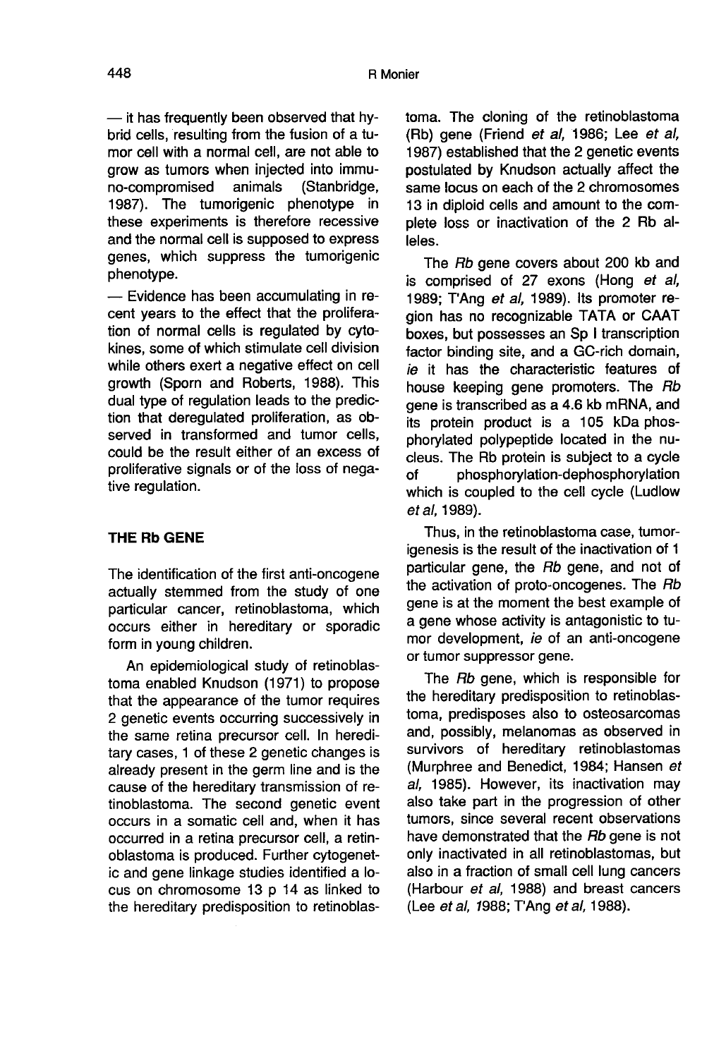— it has frequently been observed that hybrid cells, resulting from the fusion of a tumor cell with a normal cell, are not able to grow as tumors when injected into immuno-compromised animals (Stanbridge, 1987). The tumorigenic phenotype in these experiments is therefore recessive and the normal cell is supposed to express genes, which suppress the tumorigenic phenotype.

— Evidence has been accumulating in recent years to the effect that the proliferation of normal cells is regulated by cytokines, some of which stimulate cell division while others exert a negative effect on cell growth (Sporn and Roberts, 1988). This dual type of regulation leads to the prediction that deregulated proliferation, as observed in transformed and tumor cells, could be the result either of an excess of proliferative signals or of the loss of negative regulation.

## THE Rb GENE

The identification of the first anti-oncogene actually stemmed from the study of one particular cancer, retinoblastoma, which occurs either in hereditary or sporadic form in young children.

An epidemiological study of retinoblastoma enabled Knudson (1971) to propose that the appearance of the tumor requires 2 genetic events occurring successively in the same retina precursor cell. In hereditary cases, 1 of these 2 genetic changes is already present in the germ line and is the cause of the hereditary transmission of retinoblastoma. The second genetic event occurs in a somatic cell and, when it has occurred in a retina precursor cell, a retinoblastoma is produced. Further cytogenetic and gene linkage studies identified a locus on chromosome 13 p 14 as linked to the hereditary predisposition to retinoblastoma. The cloning of the retinoblastoma (Rb) gene (Friend *et al*, 1986; Lee *et al*, 1987) established that the 2 genetic events postulated by Knudson actually affect the same locus on each of the 2 chromosomes 13 in diploid cells and amount to the complete loss or inactivation of the 2 Rb alleles.

The *Rb* gene covers about 200 kb and is comprised of 27 exons (Hong *et al*, 1989; T'Ang *et al*, 1989). Its promoter region has no recognizable TATA or CAAT boxes, but possesses an Sp I transcription factor binding site, and a GC-rich domain, *ie* it has the characteristic features of house keeping gene promoters. The *Rb* gene is transcribed as a 4.6 kb mRNA, and its protein product is a 105 kDa phosphorylated polypeptide located in the nucleus. The Rb protein is subject to a cycle of phosphorylation-dephosphorylation which is coupled to the cell cycle (Ludlow *et al*, 1989).

Thus, in the retinoblastoma case, tumorigenesis is the result of the inactivation of 1 particular gene, the *Rb* gene, and not of the activation of proto-oncogenes. The *Rb* gene is at the moment the best example of a gene whose activity is antagonistic to tumor development, *ie* of an anti-oncogene or tumor suppressor gene.

The *Rb* gene, which is responsible for the hereditary predisposition to retinoblastoma, predisposes also to osteosarcomas and, possibly, melanomas as observed in survivors of hereditary retinoblastomas (Murphree and Benedict, 1984; Hansen *et al*, 1985). However, its inactivation may also take part in the progression of other tumors, since several recent observations have demonstrated that the *Rb* gene is not only inactivated in all retinoblastomas, but also in a fraction of small cell lung cancers (Harbour *et al*, 1988) and breast cancers (Lee *et al*, 1988; T'Ang *et al*, 1988).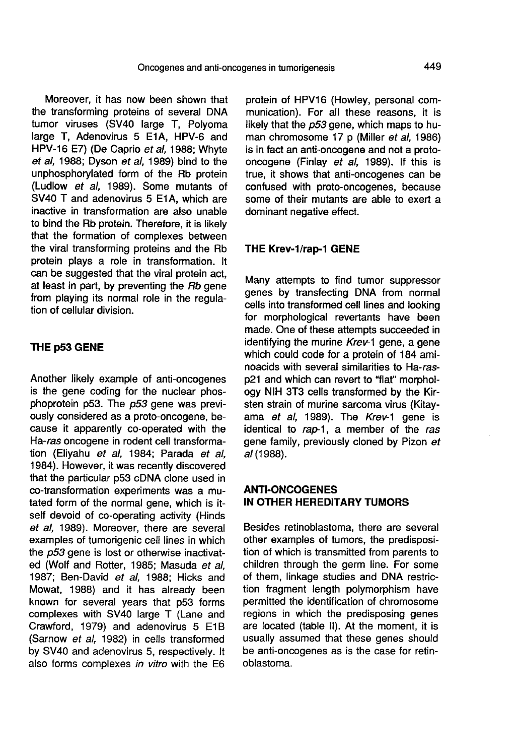Moreover, it has now been shown that the transforming proteins of several DNA tumor viruses (SV40 large T, Polyoma large T, Adenovirus 5 E1A, HPV-6 and HPV-16 E7) (De Caprio *et al*, 1988; Whyte *et al*, 1988; Dyson *et al*, 1989) bind to the unphosphorylated form of the Rb protein (Ludlow *et al*, 1989). Some mutants of SV40 T and adenovirus 5 E1A, which are inactive in transformation are also unable to bind the Rb protein. Therefore, it is likely that the formation of complexes between the viral transforming proteins and the Rb protein plays a role in transformation. It can be suggested that the viral protein act, at least in part, by preventing the *Rb* gene from playing its normal role in the regulation of cellular division.

## THE p53 GENE

Another likely example of anti-oncogenes is the gene coding for the nuclear phosphoprotein p53. The *p53* gene was previously considered as a proto-oncogene, because it apparently co-operated with the Ha-*ras* oncogene in rodent cell transformation (Eliyahu *et al*, 1984; Parada *et al*, 1984). However, it was recently discovered that the particular p53 cDNA clone used in co-transformation experiments was a mutated form of the normal gene, which is itself devoid of co-operating activity (Hinds *et al*, 1989). Moreover, there are several examples of tumorigenic cell lines in which the *p53* gene is lost or otherwise inactivated (Wolf and Rotter, 1985; Masuda *et al*, 1987; Ben-David *et al*, 1988; Hicks and Mowat, 1988) and it has already been known for several years that p53 forms complexes with SV40 large T (Lane and Crawford, 1979) and adenovirus 5 E1B (Sarnow *et al*, 1982) in cells transformed by SV40 and adenovirus 5, respectively. It also forms complexes *in vitro* with the E6 protein of HPV16 (Howley, personal communication). For all these reasons, it is likely that the *p53* gene, which maps to human chromosome 17 p (Miller *et al*, 1986) is in fact an anti-oncogene and not a proto-oncogene (Finlay *et al*, 1989). If this is true, it shows that anti-oncogenes can be confused with proto-oncogenes, because some of their mutants are able to exert a dominant negative effect.

## THE Krev-1/rap-1 GENE

Many attempts to find tumor suppressor genes by transfecting DNA from normal cells into transformed cell lines and looking for morphological revertants have been made. One of these attempts succeeded in identifying the murine *Krev*-1 gene, a gene which could code for a protein of 184 aminoacids with several similarities to Ha-*ras*-p21 and which can revert to "flat" morphology NIH 3T3 cells transformed by the Kirsten strain of murine sarcoma virus (Kitayama *et al*, 1989). The *Krev*-1 gene is identical to *rap*-1, a member of the *ras* gene family, previously cloned by Pizon *et al* (1988).

## ANTI-ONCOGENES IN OTHER HEREDITARY TUMORS

Besides retinoblastoma, there are several other examples of tumors, the predisposition of which is transmitted from parents to children through the germ line. For some of them, linkage studies and DNA restriction fragment length polymorphism have permitted the identification of chromosome regions in which the predisposing genes are located (table II). At the moment, it is usually assumed that these genes should be anti-oncogenes as is the case for retinoblastoma.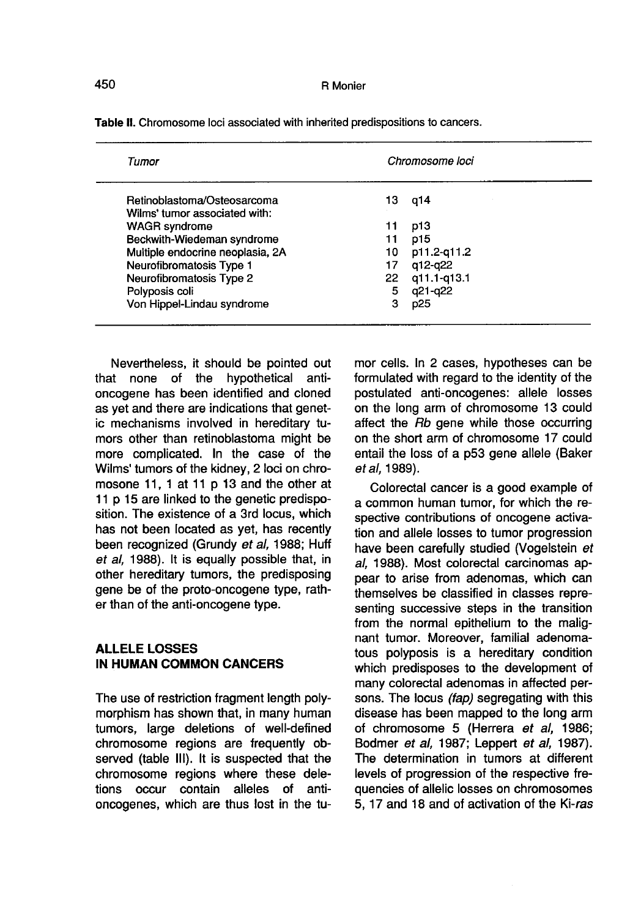**Table II.** Chromosome loci associated with inherited predispositions to cancers.

| *Tumor* | *Chromosome loci* | |
|---|---|---|
| Retinoblastoma/Osteosarcoma | 13 | q14 |
| Wilms' tumor associated with: | | |
| WAGR syndrome | 11 | p13 |
| Beckwith-Wiedeman syndrome | 11 | p15 |
| Multiple endocrine neoplasia, 2A | 10 | p11.2-q11.2 |
| Neurofibromatosis Type 1 | 17 | q12-q22 |
| Neurofibromatosis Type 2 | 22 | q11.1-q13.1 |
| Polyposis coli | 5 | q21-q22 |
| Von Hippel-Lindau syndrome | 3 | p25 |

Nevertheless, it should be pointed out that none of the hypothetical anti-oncogene has been identified and cloned as yet and there are indications that genetic mechanisms involved in hereditary tumors other than retinoblastoma might be more complicated. In the case of the Wilms' tumors of the kidney, 2 loci on chromosome 11, 1 at 11 p 13 and the other at 11 p 15 are linked to the genetic predisposition. The existence of a 3rd locus, which has not been located as yet, has recently been recognized (Grundy *et al*, 1988; Huff *et al*, 1988). It is equally possible that, in other hereditary tumors, the predisposing gene be of the proto-oncogene type, rather than of the anti-oncogene type.

## ALLELE LOSSES IN HUMAN COMMON CANCERS

The use of restriction fragment length polymorphism has shown that, in many human tumors, large deletions of well-defined chromosome regions are frequently observed (table III). It is suspected that the chromosome regions where these deletions occur contain alleles of anti-oncogenes, which are thus lost in the tumor cells. In 2 cases, hypotheses can be formulated with regard to the identity of the postulated anti-oncogenes: allele losses on the long arm of chromosome 13 could affect the *Rb* gene while those occurring on the short arm of chromosome 17 could entail the loss of a p53 gene allele (Baker *et al*, 1989).

Colorectal cancer is a good example of a common human tumor, for which the respective contributions of oncogene activation and allele losses to tumor progression have been carefully studied (Vogelstein *et al*, 1988). Most colorectal carcinomas appear to arise from adenomas, which can themselves be classified in classes representing successive steps in the transition from the normal epithelium to the malignant tumor. Moreover, familial adenomatous polyposis is a hereditary condition which predisposes to the development of many colorectal adenomas in affected persons. The locus *(fap)* segregating with this disease has been mapped to the long arm of chromosome 5 (Herrera *et al*, 1986; Bodmer *et al*, 1987; Leppert *et al*, 1987). The determination in tumors at different levels of progression of the respective frequencies of allelic losses on chromosomes 5, 17 and 18 and of activation of the Ki-*ras*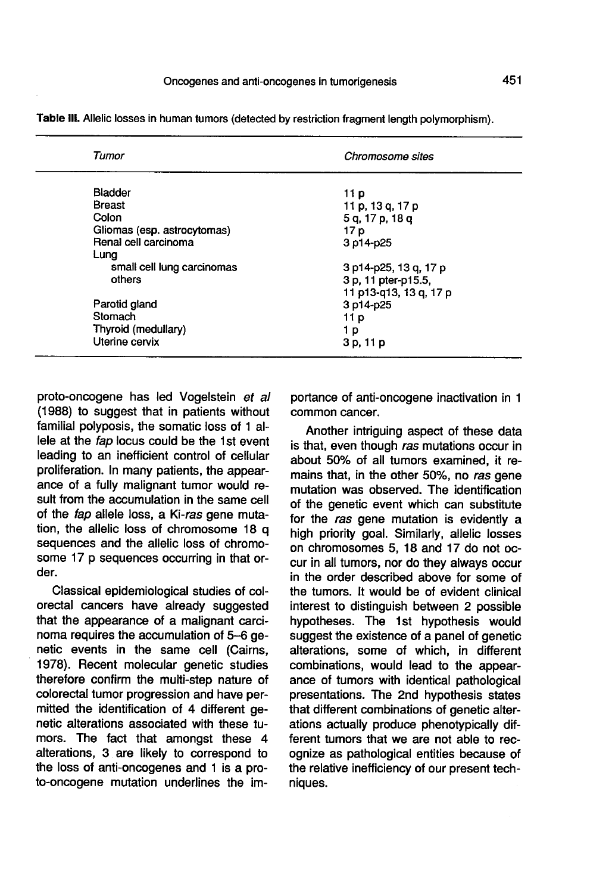**Table III.** Allelic losses in human tumors (detected by restriction fragment length polymorphism).

| *Tumor* | *Chromosome sites* |
| --- | --- |
| Bladder | 11 p |
| Breast | 11 p, 13 q, 17 p |
| Colon | 5 q, 17 p, 18 q |
| Gliomas (esp. astrocytomas) | 17 p |
| Renal cell carcinoma | 3 p14-p25 |
| Lung | |
| small cell lung carcinomas | 3 p14-p25, 13 q, 17 p |
| others | 3 p, 11 pter-p15.5, 11 p13-q13, 13 q, 17 p |
| Parotid gland | 3 p14-p25 |
| Stomach | 11 p |
| Thyroid (medullary) | 1 p |
| Uterine cervix | 3 p, 11 p |

proto-oncogene has led Vogelstein *et al* (1988) to suggest that in patients without familial polyposis, the somatic loss of 1 allele at the *fap* locus could be the 1st event leading to an inefficient control of cellular proliferation. In many patients, the appearance of a fully malignant tumor would result from the accumulation in the same cell of the *fap* allele loss, a Ki-*ras* gene mutation, the allelic loss of chromosome 18 q sequences and the allelic loss of chromosome 17 p sequences occurring in that order.

Classical epidemiological studies of colorectal cancers have already suggested that the appearance of a malignant carcinoma requires the accumulation of 5–6 genetic events in the same cell (Cairns, 1978). Recent molecular genetic studies therefore confirm the multi-step nature of colorectal tumor progression and have permitted the identification of 4 different genetic alterations associated with these tumors. The fact that amongst these 4 alterations, 3 are likely to correspond to the loss of anti-oncogenes and 1 is a proto-oncogene mutation underlines the importance of anti-oncogene inactivation in 1 common cancer.

Another intriguing aspect of these data is that, even though *ras* mutations occur in about 50% of all tumors examined, it remains that, in the other 50%, no *ras* gene mutation was observed. The identification of the genetic event which can substitute for the *ras* gene mutation is evidently a high priority goal. Similarly, allelic losses on chromosomes 5, 18 and 17 do not occur in all tumors, nor do they always occur in the order described above for some of the tumors. It would be of evident clinical interest to distinguish between 2 possible hypotheses. The 1st hypothesis would suggest the existence of a panel of genetic alterations, some of which, in different combinations, would lead to the appearance of tumors with identical pathological presentations. The 2nd hypothesis states that different combinations of genetic alterations actually produce phenotypically different tumors that we are not able to recognize as pathological entities because of the relative inefficiency of our present techniques.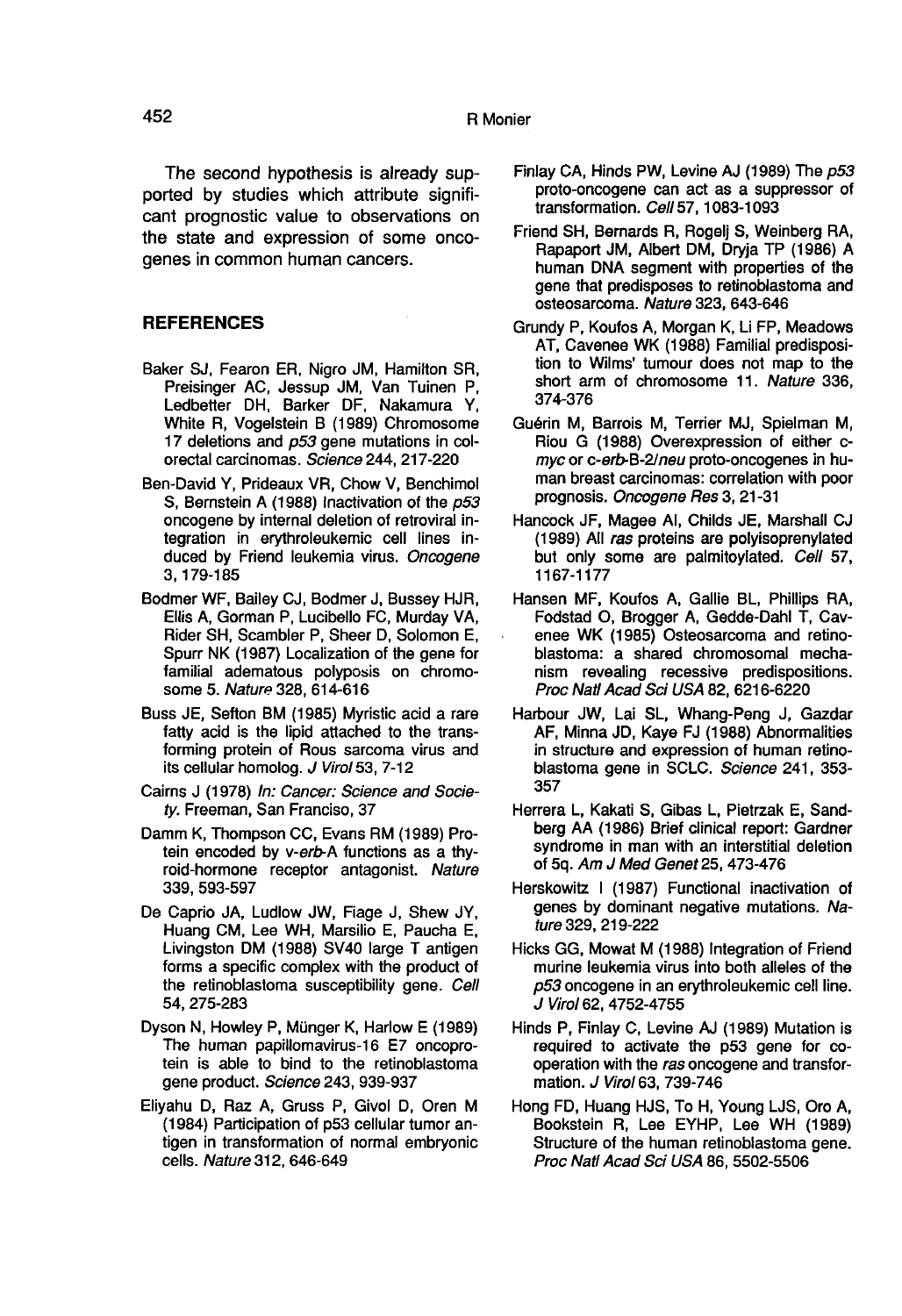The second hypothesis is already supported by studies which attribute significant prognostic value to observations on the state and expression of some oncogenes in common human cancers.

## REFERENCES

Baker SJ, Fearon ER, Nigro JM, Hamilton SR, Preisinger AC, Jessup JM, Van Tuinen P, Ledbetter DH, Barker DF, Nakamura Y, White R, Vogelstein B (1989) Chromosome 17 deletions and *p53* gene mutations in colorectal carcinomas. *Science* 244, 217-220

Ben-David Y, Prideaux VR, Chow V, Benchimol S, Bernstein A (1988) Inactivation of the *p53* oncogene by internal deletion of retroviral integration in erythroleukemic cell lines induced by Friend leukemia virus. *Oncogene* 3, 179-185

Bodmer WF, Bailey CJ, Bodmer J, Bussey HJR, Ellis A, Gorman P, Lucibello FC, Murday VA, Rider SH, Scambler P, Sheer D, Solomon E, Spurr NK (1987) Localization of the gene for familial adematous polyposis on chromosome 5. *Nature* 328, 614-616

Buss JE, Sefton BM (1985) Myristic acid a rare fatty acid is the lipid attached to the transforming protein of Rous sarcoma virus and its cellular homolog. *J Virol* 53, 7-12

Cairns J (1978) *In: Cancer: Science and Society.* Freeman, San Franciso, 37

Damm K, Thompson CC, Evans RM (1989) Protein encoded by v-*erb*-A functions as a thyroid-hormone receptor antagonist. *Nature* 339, 593-597

De Caprio JA, Ludlow JW, Fiage J, Shew JY, Huang CM, Lee WH, Marsilio E, Paucha E, Livingston DM (1988) SV40 large T antigen forms a specific complex with the product of the retinoblastoma susceptibility gene. *Cell* 54, 275-283

Dyson N, Howley P, Münger K, Harlow E (1989) The human papillomavirus-16 E7 oncoprotein is able to bind to the retinoblastoma gene product. *Science* 243, 939-937

Eliyahu D, Raz A, Gruss P, Givol D, Oren M (1984) Participation of p53 cellular tumor antigen in transformation of normal embryonic cells. *Nature* 312, 646-649

Finlay CA, Hinds PW, Levine AJ (1989) The *p53* proto-oncogene can act as a suppressor of transformation. *Cell* 57, 1083-1093

Friend SH, Bernards R, Rogelj S, Weinberg RA, Rapaport JM, Albert DM, Dryja TP (1986) A human DNA segment with properties of the gene that predisposes to retinoblastoma and osteosarcoma. *Nature* 323, 643-646

Grundy P, Koufos A, Morgan K, Li FP, Meadows AT, Cavenee WK (1988) Familial predisposition to Wilms' tumour does not map to the short arm of chromosome 11. *Nature* 336, 374-376

Guérin M, Barrois M, Terrier MJ, Spielman M, Riou G (1988) Overexpression of either c-*myc* or c-*erb*-B-2/*neu* proto-oncogenes in human breast carcinomas: correlation with poor prognosis. *Oncogene Res* 3, 21-31

Hancock JF, Magee AI, Childs JE, Marshall CJ (1989) All *ras* proteins are polyisoprenylated but only some are palmitoylated. *Cell* 57, 1167-1177

Hansen MF, Koufos A, Gallie BL, Phillips RA, Fodstad O, Brogger A, Gedde-Dahl T, Cavenee WK (1985) Osteosarcoma and retinoblastoma: a shared chromosomal mechanism revealing recessive predispositions. *Proc Natl Acad Sci USA* 82, 6216-6220

Harbour JW, Lai SL, Whang-Peng J, Gazdar AF, Minna JD, Kaye FJ (1988) Abnormalities in structure and expression of human retinoblastoma gene in SCLC. *Science* 241, 353-357

Herrera L, Kakati S, Gibas L, Pietrzak E, Sandberg AA (1986) Brief clinical report: Gardner syndrome in man with an interstitial deletion of 5q. *Am J Med Genet* 25, 473-476

Herskowitz I (1987) Functional inactivation of genes by dominant negative mutations. *Nature* 329, 219-222

Hicks GG, Mowat M (1988) Integration of Friend murine leukemia virus into both alleles of the *p53* oncogene in an erythroleukemic cell line. *J Virol* 62, 4752-4755

Hinds P, Finlay C, Levine AJ (1989) Mutation is required to activate the p53 gene for cooperation with the *ras* oncogene and transformation. *J Virol* 63, 739-746

Hong FD, Huang HJS, To H, Young LJS, Oro A, Bookstein R, Lee EYHP, Lee WH (1989) Structure of the human retinoblastoma gene. *Proc Natl Acad Sci USA* 86, 5502-5506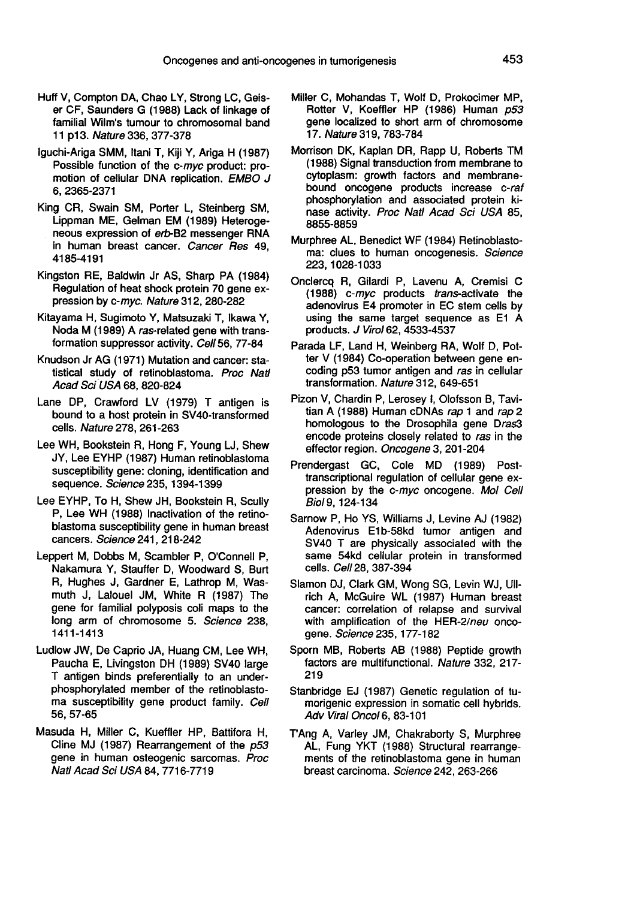Huff V, Compton DA, Chao LY, Strong LC, Geiser CF, Saunders G (1988) Lack of linkage of familial Wilm's tumour to chromosomal band 11 p13. *Nature* 336, 377-378

Iguchi-Ariga SMM, Itani T, Kiji Y, Ariga H (1987) Possible function of the *c-myc* product: promotion of cellular DNA replication. *EMBO J* 6, 2365-2371

King CR, Swain SM, Porter L, Steinberg SM, Lippman ME, Gelman EM (1989) Heterogeneous expression of *erb*-B2 messenger RNA in human breast cancer. *Cancer Res* 49, 4185-4191

Kingston RE, Baldwin Jr AS, Sharp PA (1984) Regulation of heat shock protein 70 gene expression by *c-myc*. *Nature* 312, 280-282

Kitayama H, Sugimoto Y, Matsuzaki T, Ikawa Y, Noda M (1989) A *ras*-related gene with transformation suppressor activity. *Cell* 56, 77-84

Knudson Jr AG (1971) Mutation and cancer: statistical study of retinoblastoma. *Proc Natl Acad Sci USA* 68, 820-824

Lane DP, Crawford LV (1979) T antigen is bound to a host protein in SV40-transformed cells. *Nature* 278, 261-263

Lee WH, Bookstein R, Hong F, Young LJ, Shew JY, Lee EYHP (1987) Human retinoblastoma susceptibility gene: cloning, identification and sequence. *Science* 235, 1394-1399

Lee EYHP, To H, Shew JH, Bookstein R, Scully P, Lee WH (1988) Inactivation of the retinoblastoma susceptibility gene in human breast cancers. *Science* 241, 218-242

Leppert M, Dobbs M, Scambler P, O'Connell P, Nakamura Y, Stauffer D, Woodward S, Burt R, Hughes J, Gardner E, Lathrop M, Wasmuth J, Lalouel JM, White R (1987) The gene for familial polyposis coli maps to the long arm of chromosome 5. *Science* 238, 1411-1413

Ludlow JW, De Caprio JA, Huang CM, Lee WH, Paucha E, Livingston DH (1989) SV40 large T antigen binds preferentially to an underphosphorylated member of the retinoblastoma susceptibility gene product family. *Cell* 56, 57-65

Masuda H, Miller C, Kueffler HP, Battifora H, Cline MJ (1987) Rearrangement of the *p53* gene in human osteogenic sarcomas. *Proc Natl Acad Sci USA* 84, 7716-7719

Miller C, Mohandas T, Wolf D, Prokocimer MP, Rotter V, Koeffler HP (1986) Human *p53* gene localized to short arm of chromosome 17. *Nature* 319, 783-784

Morrison DK, Kaplan DR, Rapp U, Roberts TM (1988) Signal transduction from membrane to cytoplasm: growth factors and membrane-bound oncogene products increase *c-raf* phosphorylation and associated protein kinase activity. *Proc Natl Acad Sci USA* 85, 8855-8859

Murphree AL, Benedict WF (1984) Retinoblastoma: clues to human oncogenesis. *Science* 223, 1028-1033

Onclercq R, Gilardi P, Lavenu A, Cremisi C (1988) *c-myc* products *trans*-activate the adenovirus E4 promoter in EC stem cells by using the same target sequence as E1 A products. *J Virol* 62, 4533-4537

Parada LF, Land H, Weinberg RA, Wolf D, Potter V (1984) Co-operation between gene encoding p53 tumor antigen and *ras* in cellular transformation. *Nature* 312, 649-651

Pizon V, Chardin P, Lerosey I, Olofsson B, Tavitian A (1988) Human cDNAs *rap* 1 and *rap* 2 homologous to the Drosophila gene D*ras*3 encode proteins closely related to *ras* in the effector region. *Oncogene* 3, 201-204

Prendergast GC, Cole MD (1989) Post-transcriptional regulation of cellular gene expression by the *c-myc* oncogene. *Mol Cell Biol* 9, 124-134

Sarnow P, Ho YS, Williams J, Levine AJ (1982) Adenovirus E1b-58kd tumor antigen and SV40 T are physically associated with the same 54kd cellular protein in transformed cells. *Cell* 28, 387-394

Slamon DJ, Clark GM, Wong SG, Levin WJ, Ullrich A, McGuire WL (1987) Human breast cancer: correlation of relapse and survival with amplification of the HER-*2/neu* oncogene. *Science* 235, 177-182

Sporn MB, Roberts AB (1988) Peptide growth factors are multifunctional. *Nature* 332, 217-219

Stanbridge EJ (1987) Genetic regulation of tumorigenic expression in somatic cell hybrids. *Adv Viral Oncol* 6, 83-101

T'Ang A, Varley JM, Chakraborty S, Murphree AL, Fung YKT (1988) Structural rearrangements of the retinoblastoma gene in human breast carcinoma. *Science* 242, 263-266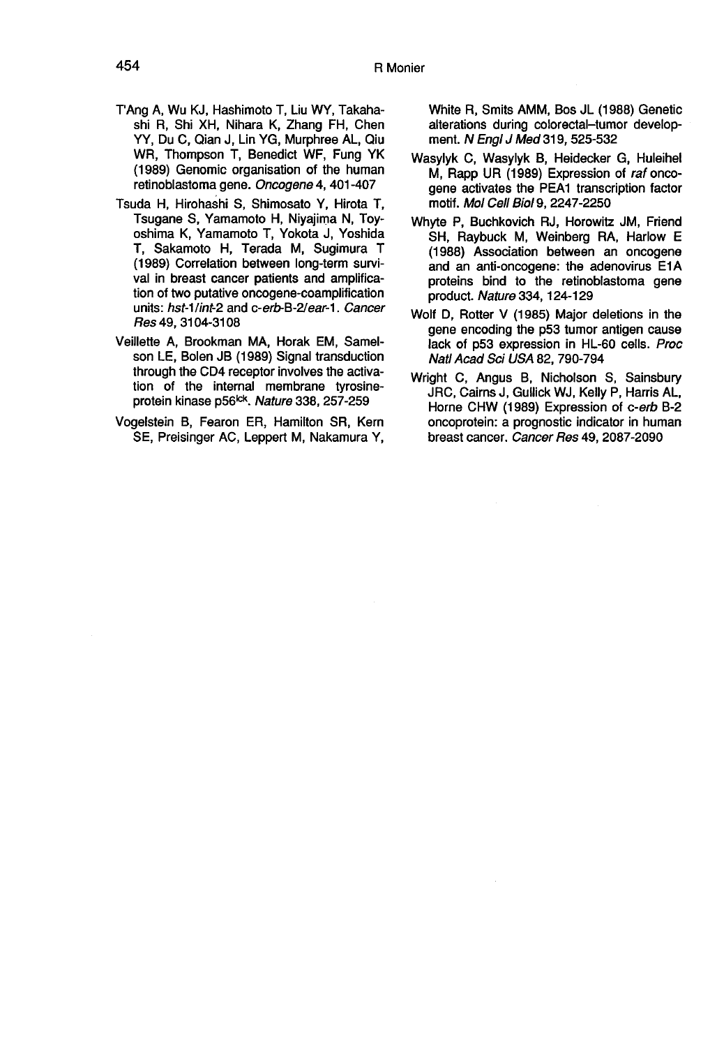T'Ang A, Wu KJ, Hashimoto T, Liu WY, Takahashi R, Shi XH, Nihara K, Zhang FH, Chen YY, Du C, Qian J, Lin YG, Murphree AL, Qiu WR, Thompson T, Benedict WF, Fung YK (1989) Genomic organisation of the human retinoblastoma gene. *Oncogene* 4, 401-407

Tsuda H, Hirohashi S, Shimosato Y, Hirota T, Tsugane S, Yamamoto H, Niyajima N, Toyoshima K, Yamamoto T, Yokota J, Yoshida T, Sakamoto H, Terada M, Sugimura T (1989) Correlation between long-term survival in breast cancer patients and amplification of two putative oncogene-coamplification units: *hst*-1/*int*-2 and c-*erb*-B-2/*ear*-1. *Cancer Res* 49, 3104-3108

Veillette A, Brookman MA, Horak EM, Samelson LE, Bolen JB (1989) Signal transduction through the CD4 receptor involves the activation of the internal membrane tyrosine-protein kinase p56$^{lck}$. *Nature* 338, 257-259

Vogelstein B, Fearon ER, Hamilton SR, Kern SE, Preisinger AC, Leppert M, Nakamura Y, White R, Smits AMM, Bos JL (1988) Genetic alterations during colorectal–tumor development. *N Engl J Med* 319, 525-532

Wasylyk C, Wasylyk B, Heidecker G, Huleihel M, Rapp UR (1989) Expression of *raf* oncogene activates the PEA1 transcription factor motif. *Mol Cell Biol* 9, 2247-2250

Whyte P, Buchkovich RJ, Horowitz JM, Friend SH, Raybuck M, Weinberg RA, Harlow E (1988) Association between an oncogene and an anti-oncogene: the adenovirus E1A proteins bind to the retinoblastoma gene product. *Nature* 334, 124-129

Wolf D, Rotter V (1985) Major deletions in the gene encoding the p53 tumor antigen cause lack of p53 expression in HL-60 cells. *Proc Natl Acad Sci USA* 82, 790-794

Wright C, Angus B, Nicholson S, Sainsbury JRC, Cairns J, Gullick WJ, Kelly P, Harris AL, Horne CHW (1989) Expression of c-*erb* B-2 oncoprotein: a prognostic indicator in human breast cancer. *Cancer Res* 49, 2087-2090